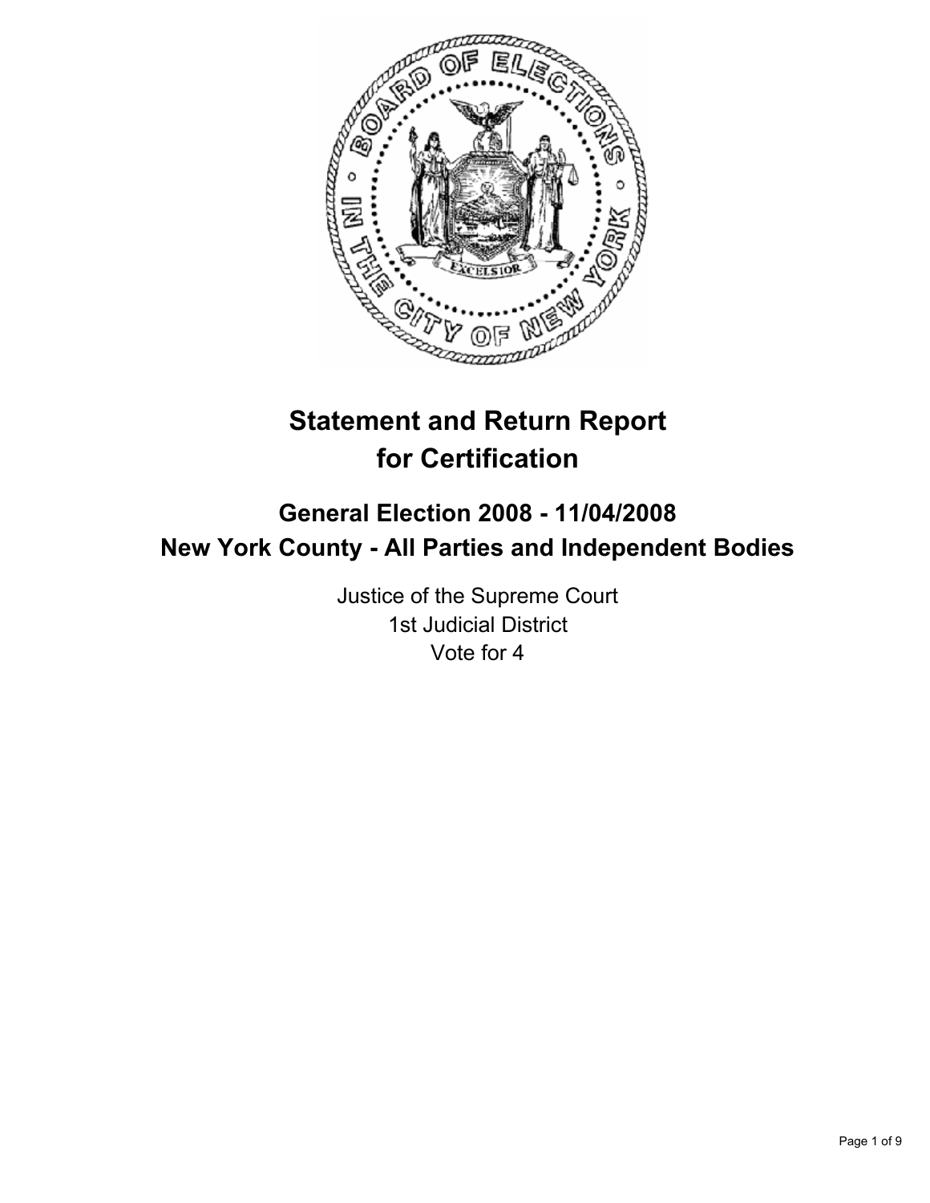# Statement and Return Report for Certification

## General Election 2008 - 11/04/2008
## New York County - All Parties and Independent Bodies

Justice of the Supreme Court
1st Judicial District
Vote for 4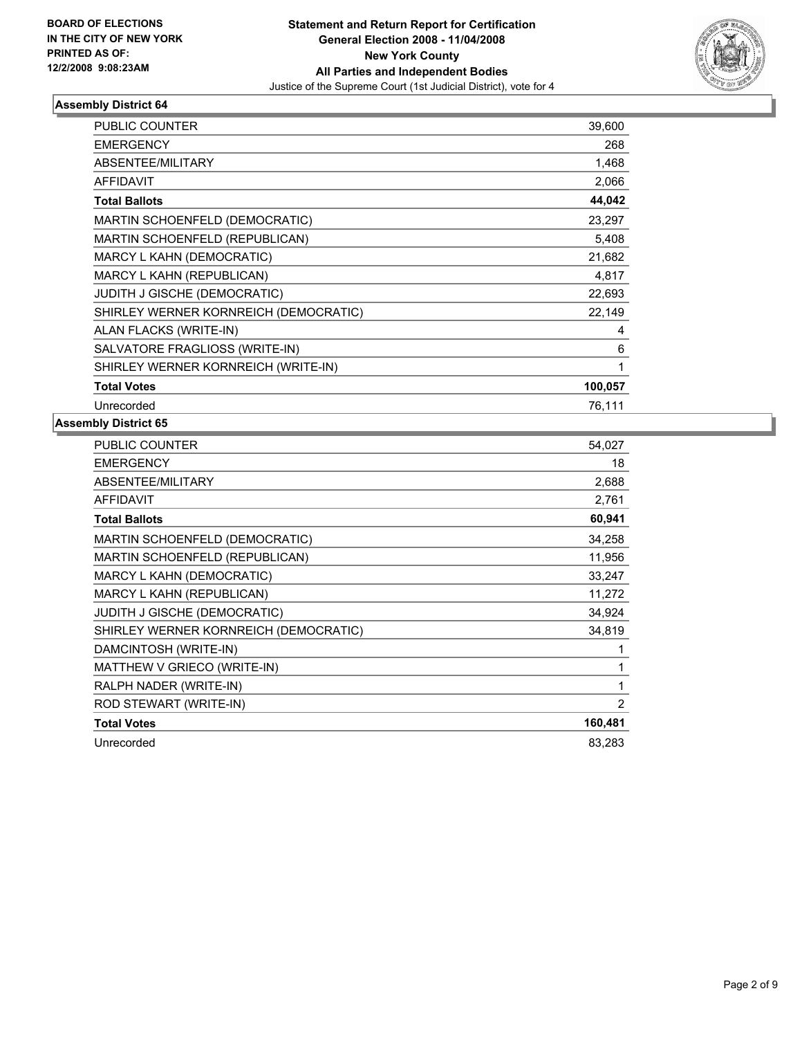**BOARD OF ELECTIONS**
**IN THE CITY OF NEW YORK**
**PRINTED AS OF:**
**12/2/2008 9:08:23AM**

**Statement and Return Report for Certification**
**General Election 2008 - 11/04/2008**
**New York County**
**All Parties and Independent Bodies**
Justice of the Supreme Court (1st Judicial District), vote for 4

### Assembly District 64

| | |
|---|---|
| PUBLIC COUNTER | 39,600 |
| EMERGENCY | 268 |
| ABSENTEE/MILITARY | 1,468 |
| AFFIDAVIT | 2,066 |
| **Total Ballots** | **44,042** |
| MARTIN SCHOENFELD (DEMOCRATIC) | 23,297 |
| MARTIN SCHOENFELD (REPUBLICAN) | 5,408 |
| MARCY L KAHN (DEMOCRATIC) | 21,682 |
| MARCY L KAHN (REPUBLICAN) | 4,817 |
| JUDITH J GISCHE (DEMOCRATIC) | 22,693 |
| SHIRLEY WERNER KORNREICH (DEMOCRATIC) | 22,149 |
| ALAN FLACKS (WRITE-IN) | 4 |
| SALVATORE FRAGLIOSS (WRITE-IN) | 6 |
| SHIRLEY WERNER KORNREICH (WRITE-IN) | 1 |
| **Total Votes** | **100,057** |
| Unrecorded | 76,111 |

### Assembly District 65

| | |
|---|---|
| PUBLIC COUNTER | 54,027 |
| EMERGENCY | 18 |
| ABSENTEE/MILITARY | 2,688 |
| AFFIDAVIT | 2,761 |
| **Total Ballots** | **60,941** |
| MARTIN SCHOENFELD (DEMOCRATIC) | 34,258 |
| MARTIN SCHOENFELD (REPUBLICAN) | 11,956 |
| MARCY L KAHN (DEMOCRATIC) | 33,247 |
| MARCY L KAHN (REPUBLICAN) | 11,272 |
| JUDITH J GISCHE (DEMOCRATIC) | 34,924 |
| SHIRLEY WERNER KORNREICH (DEMOCRATIC) | 34,819 |
| DAMCINTOSH (WRITE-IN) | 1 |
| MATTHEW V GRIECO (WRITE-IN) | 1 |
| RALPH NADER (WRITE-IN) | 1 |
| ROD STEWART (WRITE-IN) | 2 |
| **Total Votes** | **160,481** |
| Unrecorded | 83,283 |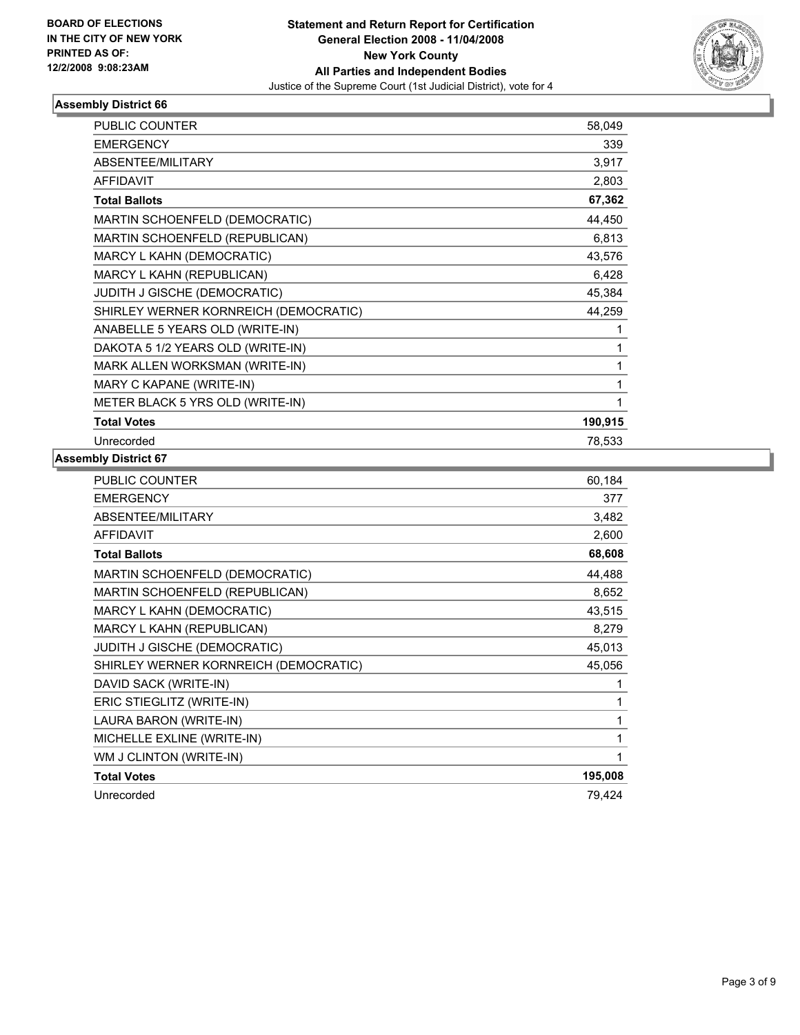**BOARD OF ELECTIONS IN THE CITY OF NEW YORK PRINTED AS OF: 12/2/2008 9:08:23AM**

**Statement and Return Report for Certification General Election 2008 - 11/04/2008 New York County All Parties and Independent Bodies**

Justice of the Supreme Court (1st Judicial District), vote for 4

## Assembly District 66

| | |
|---|---|
| PUBLIC COUNTER | 58,049 |
| EMERGENCY | 339 |
| ABSENTEE/MILITARY | 3,917 |
| AFFIDAVIT | 2,803 |
| **Total Ballots** | **67,362** |
| MARTIN SCHOENFELD (DEMOCRATIC) | 44,450 |
| MARTIN SCHOENFELD (REPUBLICAN) | 6,813 |
| MARCY L KAHN (DEMOCRATIC) | 43,576 |
| MARCY L KAHN (REPUBLICAN) | 6,428 |
| JUDITH J GISCHE (DEMOCRATIC) | 45,384 |
| SHIRLEY WERNER KORNREICH (DEMOCRATIC) | 44,259 |
| ANABELLE 5 YEARS OLD (WRITE-IN) | 1 |
| DAKOTA 5 1/2 YEARS OLD (WRITE-IN) | 1 |
| MARK ALLEN WORKSMAN (WRITE-IN) | 1 |
| MARY C KAPANE (WRITE-IN) | 1 |
| METER BLACK 5 YRS OLD (WRITE-IN) | 1 |
| **Total Votes** | **190,915** |
| Unrecorded | 78,533 |

## Assembly District 67

| | |
|---|---|
| PUBLIC COUNTER | 60,184 |
| EMERGENCY | 377 |
| ABSENTEE/MILITARY | 3,482 |
| AFFIDAVIT | 2,600 |
| **Total Ballots** | **68,608** |
| MARTIN SCHOENFELD (DEMOCRATIC) | 44,488 |
| MARTIN SCHOENFELD (REPUBLICAN) | 8,652 |
| MARCY L KAHN (DEMOCRATIC) | 43,515 |
| MARCY L KAHN (REPUBLICAN) | 8,279 |
| JUDITH J GISCHE (DEMOCRATIC) | 45,013 |
| SHIRLEY WERNER KORNREICH (DEMOCRATIC) | 45,056 |
| DAVID SACK (WRITE-IN) | 1 |
| ERIC STIEGLITZ (WRITE-IN) | 1 |
| LAURA BARON (WRITE-IN) | 1 |
| MICHELLE EXLINE (WRITE-IN) | 1 |
| WM J CLINTON (WRITE-IN) | 1 |
| **Total Votes** | **195,008** |
| Unrecorded | 79,424 |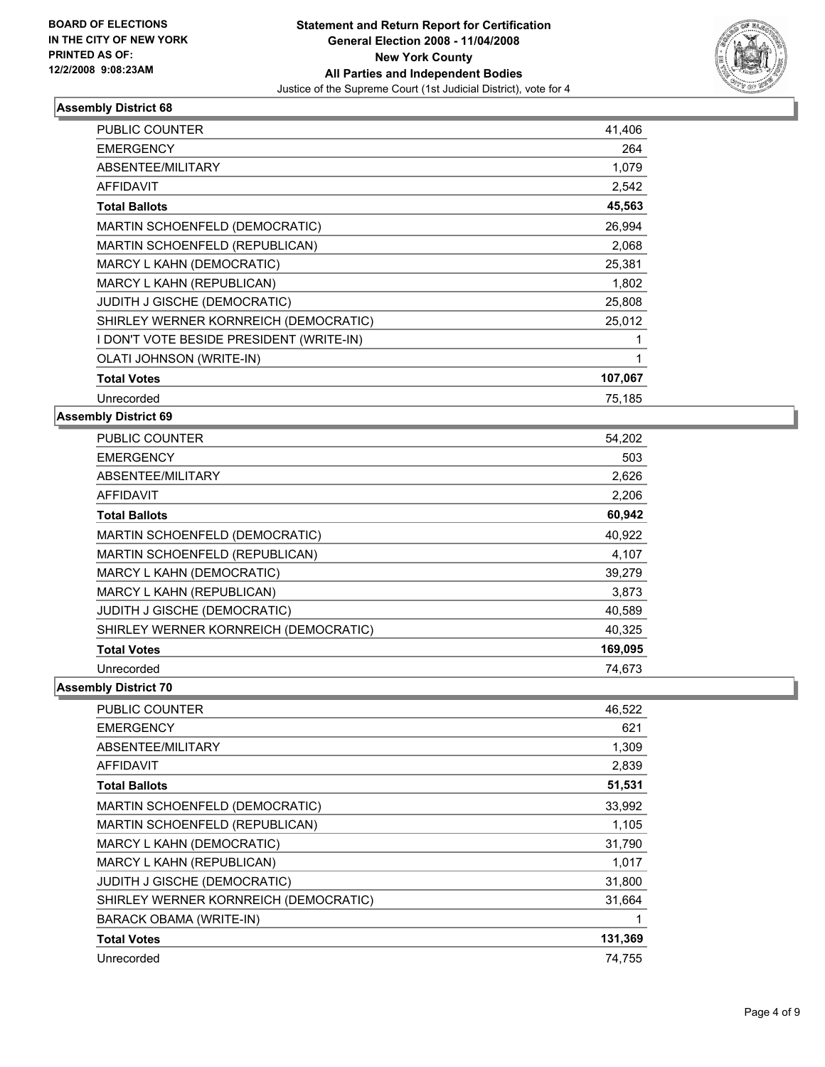**BOARD OF ELECTIONS**
**IN THE CITY OF NEW YORK**
**PRINTED AS OF:**
**12/2/2008 9:08:23AM**

**Statement and Return Report for Certification**
**General Election 2008 - 11/04/2008**
**New York County**
**All Parties and Independent Bodies**
Justice of the Supreme Court (1st Judicial District), vote for 4

### Assembly District 68

| | |
|---|---|
| PUBLIC COUNTER | 41,406 |
| EMERGENCY | 264 |
| ABSENTEE/MILITARY | 1,079 |
| AFFIDAVIT | 2,542 |
| **Total Ballots** | **45,563** |
| MARTIN SCHOENFELD (DEMOCRATIC) | 26,994 |
| MARTIN SCHOENFELD (REPUBLICAN) | 2,068 |
| MARCY L KAHN (DEMOCRATIC) | 25,381 |
| MARCY L KAHN (REPUBLICAN) | 1,802 |
| JUDITH J GISCHE (DEMOCRATIC) | 25,808 |
| SHIRLEY WERNER KORNREICH (DEMOCRATIC) | 25,012 |
| I DON'T VOTE BESIDE PRESIDENT (WRITE-IN) | 1 |
| OLATI JOHNSON (WRITE-IN) | 1 |
| **Total Votes** | **107,067** |
| Unrecorded | 75,185 |

### Assembly District 69

| | |
|---|---|
| PUBLIC COUNTER | 54,202 |
| EMERGENCY | 503 |
| ABSENTEE/MILITARY | 2,626 |
| AFFIDAVIT | 2,206 |
| **Total Ballots** | **60,942** |
| MARTIN SCHOENFELD (DEMOCRATIC) | 40,922 |
| MARTIN SCHOENFELD (REPUBLICAN) | 4,107 |
| MARCY L KAHN (DEMOCRATIC) | 39,279 |
| MARCY L KAHN (REPUBLICAN) | 3,873 |
| JUDITH J GISCHE (DEMOCRATIC) | 40,589 |
| SHIRLEY WERNER KORNREICH (DEMOCRATIC) | 40,325 |
| **Total Votes** | **169,095** |
| Unrecorded | 74,673 |

### Assembly District 70

| | |
|---|---|
| PUBLIC COUNTER | 46,522 |
| EMERGENCY | 621 |
| ABSENTEE/MILITARY | 1,309 |
| AFFIDAVIT | 2,839 |
| **Total Ballots** | **51,531** |
| MARTIN SCHOENFELD (DEMOCRATIC) | 33,992 |
| MARTIN SCHOENFELD (REPUBLICAN) | 1,105 |
| MARCY L KAHN (DEMOCRATIC) | 31,790 |
| MARCY L KAHN (REPUBLICAN) | 1,017 |
| JUDITH J GISCHE (DEMOCRATIC) | 31,800 |
| SHIRLEY WERNER KORNREICH (DEMOCRATIC) | 31,664 |
| BARACK OBAMA (WRITE-IN) | 1 |
| **Total Votes** | **131,369** |
| Unrecorded | 74,755 |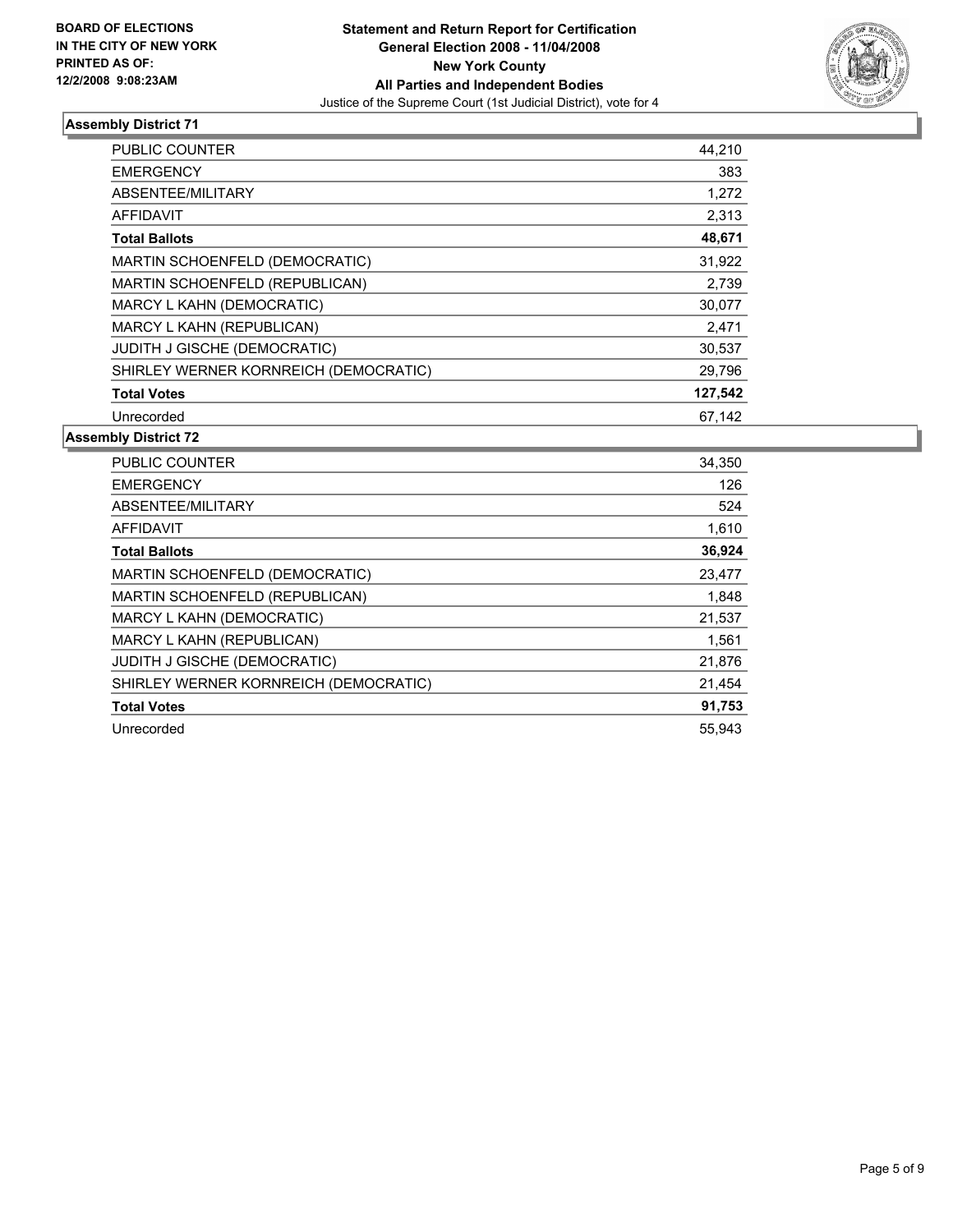**BOARD OF ELECTIONS IN THE CITY OF NEW YORK PRINTED AS OF: 12/2/2008 9:08:23AM**

**Statement and Return Report for Certification**
**General Election 2008 - 11/04/2008**
**New York County**
**All Parties and Independent Bodies**
Justice of the Supreme Court (1st Judicial District), vote for 4

### Assembly District 71

| | |
|---|---|
| PUBLIC COUNTER | 44,210 |
| EMERGENCY | 383 |
| ABSENTEE/MILITARY | 1,272 |
| AFFIDAVIT | 2,313 |
| **Total Ballots** | **48,671** |
| MARTIN SCHOENFELD (DEMOCRATIC) | 31,922 |
| MARTIN SCHOENFELD (REPUBLICAN) | 2,739 |
| MARCY L KAHN (DEMOCRATIC) | 30,077 |
| MARCY L KAHN (REPUBLICAN) | 2,471 |
| JUDITH J GISCHE (DEMOCRATIC) | 30,537 |
| SHIRLEY WERNER KORNREICH (DEMOCRATIC) | 29,796 |
| **Total Votes** | **127,542** |
| Unrecorded | 67,142 |

### Assembly District 72

| | |
|---|---|
| PUBLIC COUNTER | 34,350 |
| EMERGENCY | 126 |
| ABSENTEE/MILITARY | 524 |
| AFFIDAVIT | 1,610 |
| **Total Ballots** | **36,924** |
| MARTIN SCHOENFELD (DEMOCRATIC) | 23,477 |
| MARTIN SCHOENFELD (REPUBLICAN) | 1,848 |
| MARCY L KAHN (DEMOCRATIC) | 21,537 |
| MARCY L KAHN (REPUBLICAN) | 1,561 |
| JUDITH J GISCHE (DEMOCRATIC) | 21,876 |
| SHIRLEY WERNER KORNREICH (DEMOCRATIC) | 21,454 |
| **Total Votes** | **91,753** |
| Unrecorded | 55,943 |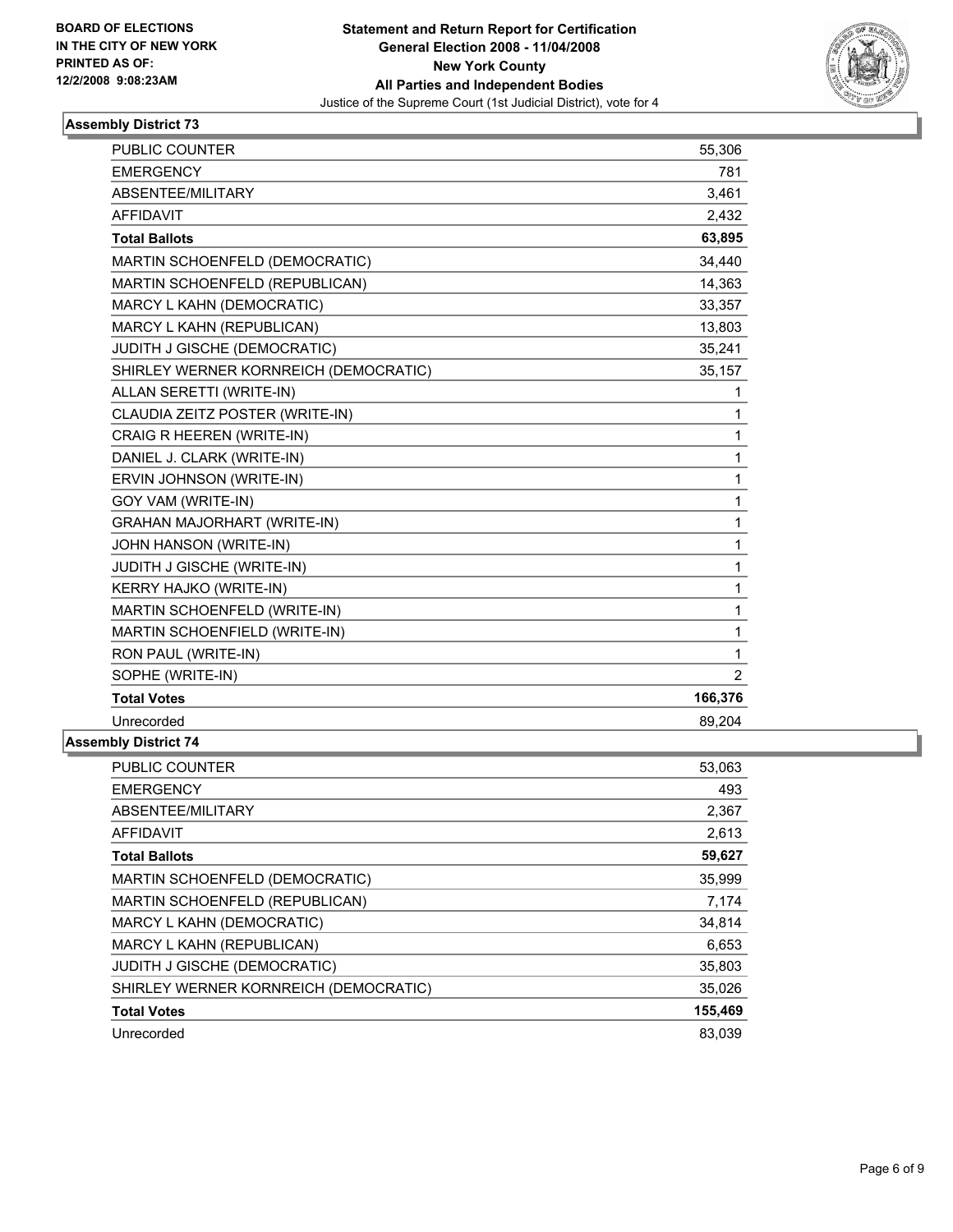**BOARD OF ELECTIONS IN THE CITY OF NEW YORK PRINTED AS OF: 12/2/2008 9:08:23AM**

# Statement and Return Report for Certification General Election 2008 - 11/04/2008 New York County All Parties and Independent Bodies

Justice of the Supreme Court (1st Judicial District), vote for 4

## Assembly District 73

| | |
|---|---|
| PUBLIC COUNTER | 55,306 |
| EMERGENCY | 781 |
| ABSENTEE/MILITARY | 3,461 |
| AFFIDAVIT | 2,432 |
| **Total Ballots** | **63,895** |
| MARTIN SCHOENFELD (DEMOCRATIC) | 34,440 |
| MARTIN SCHOENFELD (REPUBLICAN) | 14,363 |
| MARCY L KAHN (DEMOCRATIC) | 33,357 |
| MARCY L KAHN (REPUBLICAN) | 13,803 |
| JUDITH J GISCHE (DEMOCRATIC) | 35,241 |
| SHIRLEY WERNER KORNREICH (DEMOCRATIC) | 35,157 |
| ALLAN SERETTI (WRITE-IN) | 1 |
| CLAUDIA ZEITZ POSTER (WRITE-IN) | 1 |
| CRAIG R HEEREN (WRITE-IN) | 1 |
| DANIEL J. CLARK (WRITE-IN) | 1 |
| ERVIN JOHNSON (WRITE-IN) | 1 |
| GOY VAM (WRITE-IN) | 1 |
| GRAHAN MAJORHART (WRITE-IN) | 1 |
| JOHN HANSON (WRITE-IN) | 1 |
| JUDITH J GISCHE (WRITE-IN) | 1 |
| KERRY HAJKO (WRITE-IN) | 1 |
| MARTIN SCHOENFELD (WRITE-IN) | 1 |
| MARTIN SCHOENFIELD (WRITE-IN) | 1 |
| RON PAUL (WRITE-IN) | 1 |
| SOPHE (WRITE-IN) | 2 |
| **Total Votes** | **166,376** |
| Unrecorded | 89,204 |

## Assembly District 74

| | |
|---|---|
| PUBLIC COUNTER | 53,063 |
| EMERGENCY | 493 |
| ABSENTEE/MILITARY | 2,367 |
| AFFIDAVIT | 2,613 |
| **Total Ballots** | **59,627** |
| MARTIN SCHOENFELD (DEMOCRATIC) | 35,999 |
| MARTIN SCHOENFELD (REPUBLICAN) | 7,174 |
| MARCY L KAHN (DEMOCRATIC) | 34,814 |
| MARCY L KAHN (REPUBLICAN) | 6,653 |
| JUDITH J GISCHE (DEMOCRATIC) | 35,803 |
| SHIRLEY WERNER KORNREICH (DEMOCRATIC) | 35,026 |
| **Total Votes** | **155,469** |
| Unrecorded | 83,039 |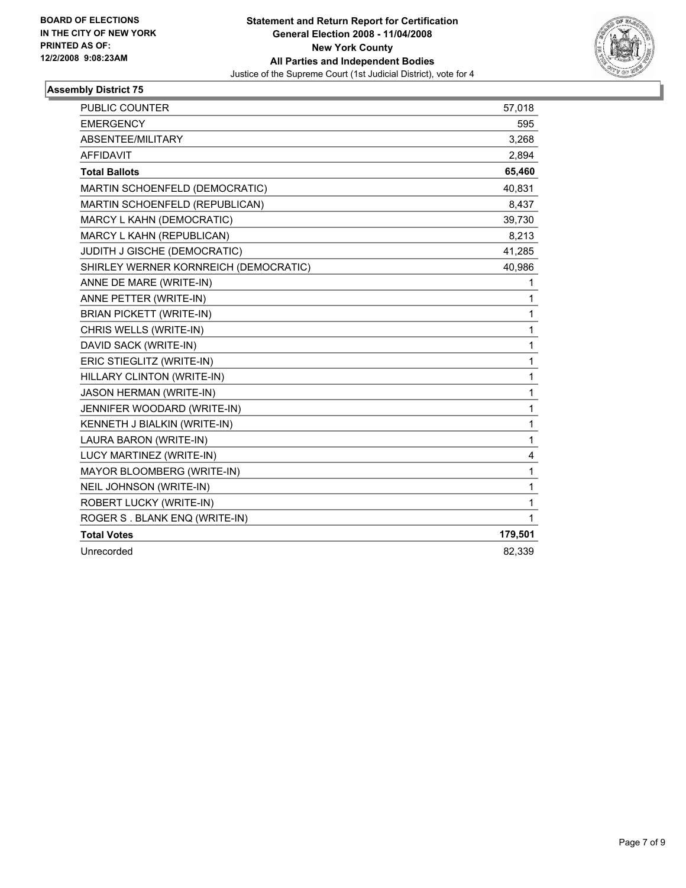**BOARD OF ELECTIONS IN THE CITY OF NEW YORK PRINTED AS OF: 12/2/2008 9:08:23AM**

**Statement and Return Report for Certification**
**General Election 2008 - 11/04/2008**
**New York County**
**All Parties and Independent Bodies**
Justice of the Supreme Court (1st Judicial District), vote for 4

## Assembly District 75

| | |
|---|---|
| PUBLIC COUNTER | 57,018 |
| EMERGENCY | 595 |
| ABSENTEE/MILITARY | 3,268 |
| AFFIDAVIT | 2,894 |
| **Total Ballots** | **65,460** |
| MARTIN SCHOENFELD (DEMOCRATIC) | 40,831 |
| MARTIN SCHOENFELD (REPUBLICAN) | 8,437 |
| MARCY L KAHN (DEMOCRATIC) | 39,730 |
| MARCY L KAHN (REPUBLICAN) | 8,213 |
| JUDITH J GISCHE (DEMOCRATIC) | 41,285 |
| SHIRLEY WERNER KORNREICH (DEMOCRATIC) | 40,986 |
| ANNE DE MARE (WRITE-IN) | 1 |
| ANNE PETTER (WRITE-IN) | 1 |
| BRIAN PICKETT (WRITE-IN) | 1 |
| CHRIS WELLS (WRITE-IN) | 1 |
| DAVID SACK (WRITE-IN) | 1 |
| ERIC STIEGLITZ (WRITE-IN) | 1 |
| HILLARY CLINTON (WRITE-IN) | 1 |
| JASON HERMAN (WRITE-IN) | 1 |
| JENNIFER WOODARD (WRITE-IN) | 1 |
| KENNETH J BIALKIN (WRITE-IN) | 1 |
| LAURA BARON (WRITE-IN) | 1 |
| LUCY MARTINEZ (WRITE-IN) | 4 |
| MAYOR BLOOMBERG (WRITE-IN) | 1 |
| NEIL JOHNSON (WRITE-IN) | 1 |
| ROBERT LUCKY (WRITE-IN) | 1 |
| ROGER S . BLANK ENQ (WRITE-IN) | 1 |
| **Total Votes** | **179,501** |
| Unrecorded | 82,339 |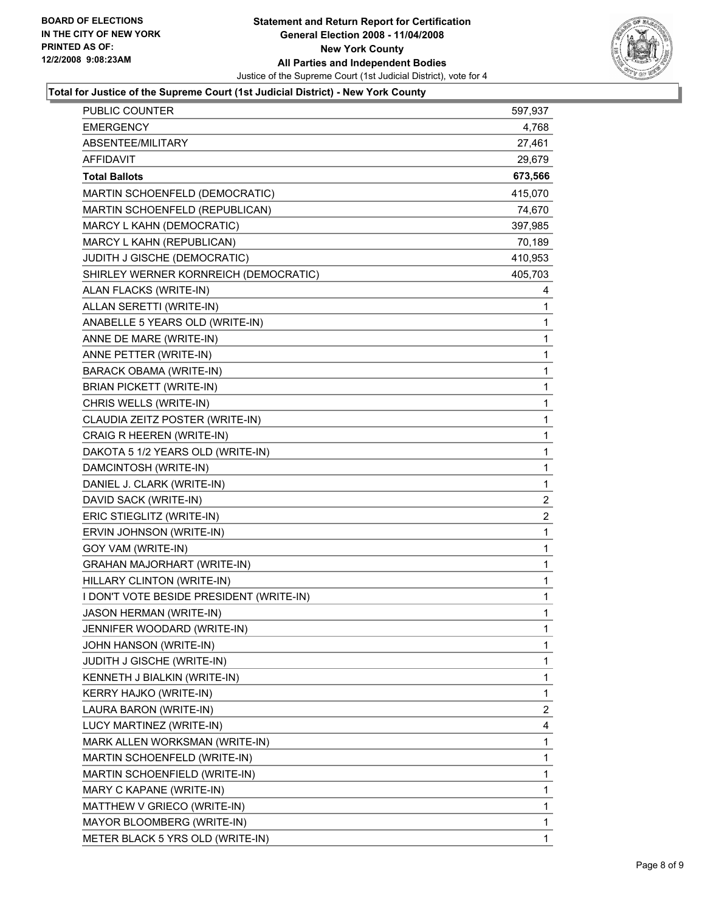**BOARD OF ELECTIONS IN THE CITY OF NEW YORK**
**PRINTED AS OF: 12/2/2008 9:08:23AM**

# Statement and Return Report for Certification
## General Election 2008 - 11/04/2008
## New York County
## All Parties and Independent Bodies

Justice of the Supreme Court (1st Judicial District), vote for 4

### Total for Justice of the Supreme Court (1st Judicial District) - New York County

| | |
|---|---|
| PUBLIC COUNTER | 597,937 |
| EMERGENCY | 4,768 |
| ABSENTEE/MILITARY | 27,461 |
| AFFIDAVIT | 29,679 |
| **Total Ballots** | **673,566** |
| MARTIN SCHOENFELD (DEMOCRATIC) | 415,070 |
| MARTIN SCHOENFELD (REPUBLICAN) | 74,670 |
| MARCY L KAHN (DEMOCRATIC) | 397,985 |
| MARCY L KAHN (REPUBLICAN) | 70,189 |
| JUDITH J GISCHE (DEMOCRATIC) | 410,953 |
| SHIRLEY WERNER KORNREICH (DEMOCRATIC) | 405,703 |
| ALAN FLACKS (WRITE-IN) | 4 |
| ALLAN SERETTI (WRITE-IN) | 1 |
| ANABELLE 5 YEARS OLD (WRITE-IN) | 1 |
| ANNE DE MARE (WRITE-IN) | 1 |
| ANNE PETTER (WRITE-IN) | 1 |
| BARACK OBAMA (WRITE-IN) | 1 |
| BRIAN PICKETT (WRITE-IN) | 1 |
| CHRIS WELLS (WRITE-IN) | 1 |
| CLAUDIA ZEITZ POSTER (WRITE-IN) | 1 |
| CRAIG R HEEREN (WRITE-IN) | 1 |
| DAKOTA 5 1/2 YEARS OLD (WRITE-IN) | 1 |
| DAMCINTOSH (WRITE-IN) | 1 |
| DANIEL J. CLARK (WRITE-IN) | 1 |
| DAVID SACK (WRITE-IN) | 2 |
| ERIC STIEGLITZ (WRITE-IN) | 2 |
| ERVIN JOHNSON (WRITE-IN) | 1 |
| GOY VAM (WRITE-IN) | 1 |
| GRAHAN MAJORHART (WRITE-IN) | 1 |
| HILLARY CLINTON (WRITE-IN) | 1 |
| I DON'T VOTE BESIDE PRESIDENT (WRITE-IN) | 1 |
| JASON HERMAN (WRITE-IN) | 1 |
| JENNIFER WOODARD (WRITE-IN) | 1 |
| JOHN HANSON (WRITE-IN) | 1 |
| JUDITH J GISCHE (WRITE-IN) | 1 |
| KENNETH J BIALKIN (WRITE-IN) | 1 |
| KERRY HAJKO (WRITE-IN) | 1 |
| LAURA BARON (WRITE-IN) | 2 |
| LUCY MARTINEZ (WRITE-IN) | 4 |
| MARK ALLEN WORKSMAN (WRITE-IN) | 1 |
| MARTIN SCHOENFELD (WRITE-IN) | 1 |
| MARTIN SCHOENFIELD (WRITE-IN) | 1 |
| MARY C KAPANE (WRITE-IN) | 1 |
| MATTHEW V GRIECO (WRITE-IN) | 1 |
| MAYOR BLOOMBERG (WRITE-IN) | 1 |
| METER BLACK 5 YRS OLD (WRITE-IN) | 1 |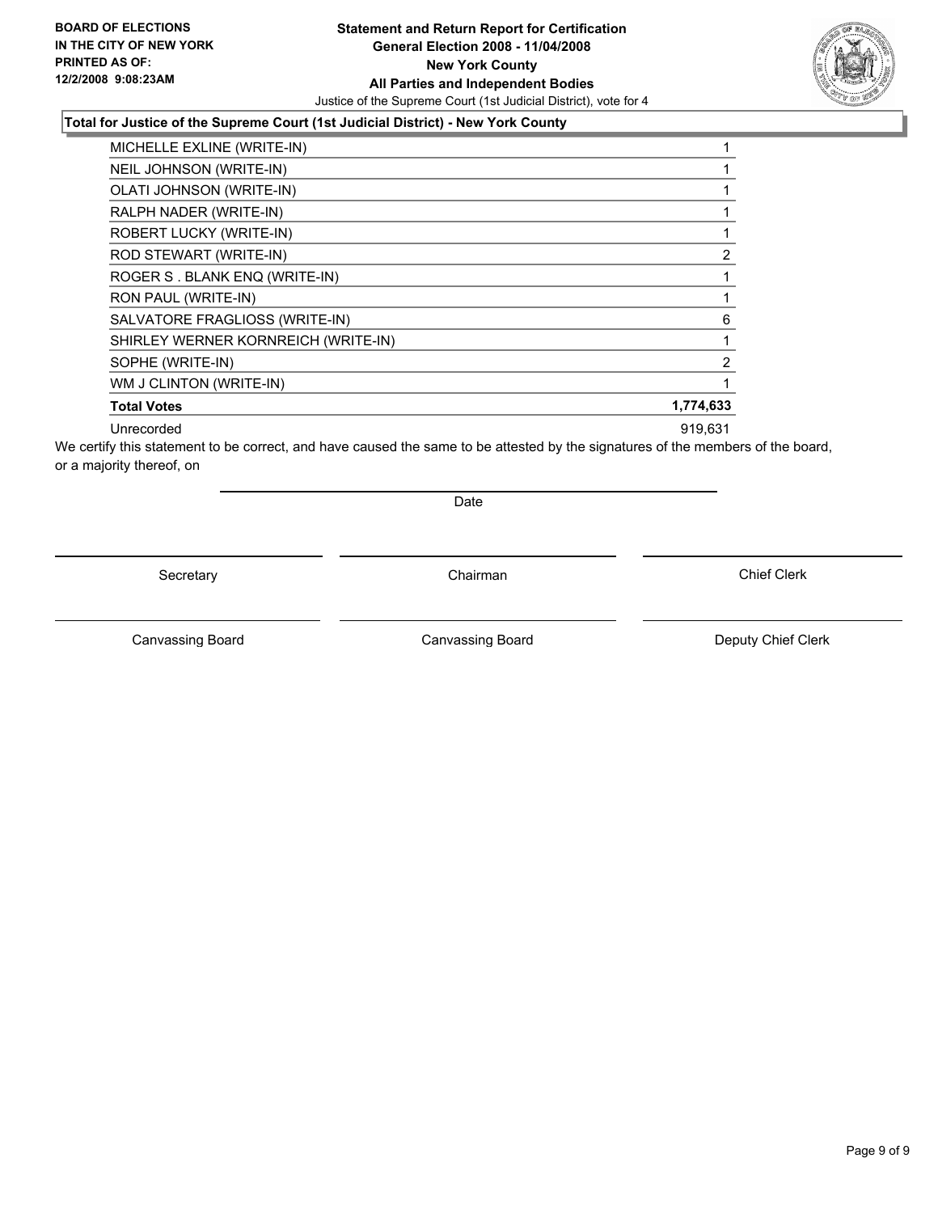**BOARD OF ELECTIONS IN THE CITY OF NEW YORK PRINTED AS OF: 12/2/2008 9:08:23AM**

**Statement and Return Report for Certification General Election 2008 - 11/04/2008 New York County All Parties and Independent Bodies**

Justice of the Supreme Court (1st Judicial District), vote for 4

### Total for Justice of the Supreme Court (1st Judicial District) - New York County

| | |
|---|---|
| MICHELLE EXLINE (WRITE-IN) | 1 |
| NEIL JOHNSON (WRITE-IN) | 1 |
| OLATI JOHNSON (WRITE-IN) | 1 |
| RALPH NADER (WRITE-IN) | 1 |
| ROBERT LUCKY (WRITE-IN) | 1 |
| ROD STEWART (WRITE-IN) | 2 |
| ROGER S . BLANK ENQ (WRITE-IN) | 1 |
| RON PAUL (WRITE-IN) | 1 |
| SALVATORE FRAGLIOSS (WRITE-IN) | 6 |
| SHIRLEY WERNER KORNREICH (WRITE-IN) | 1 |
| SOPHE (WRITE-IN) | 2 |
| WM J CLINTON (WRITE-IN) | 1 |
| **Total Votes** | **1,774,633** |
| Unrecorded | 919,631 |

We certify this statement to be correct, and have caused the same to be attested by the signatures of the members of the board, or a majority thereof, on

Date

Secretary

Chairman

Chief Clerk

Canvassing Board

Canvassing Board

Deputy Chief Clerk